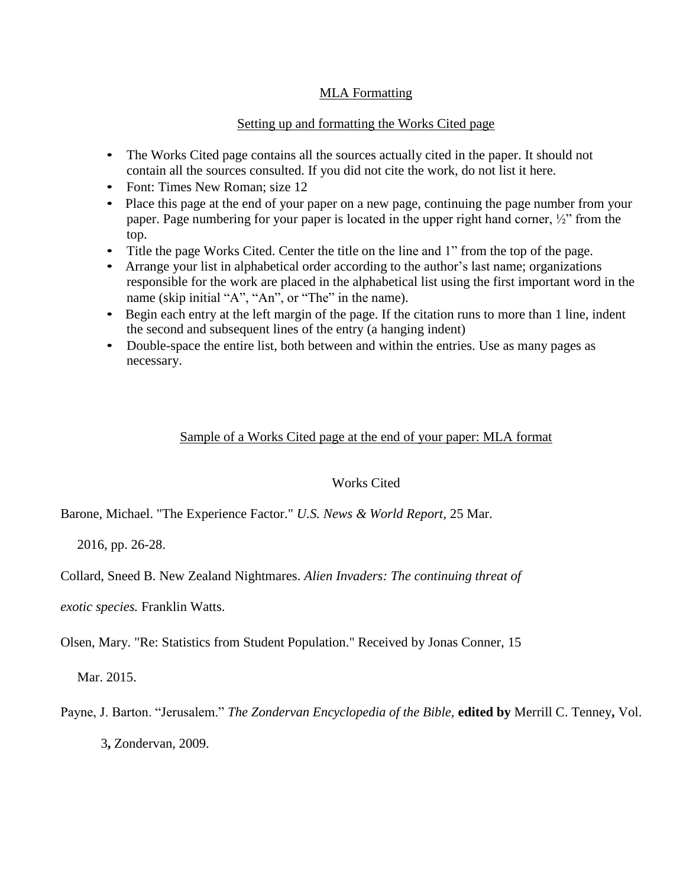# MLA Formatting

## Setting up and formatting the Works Cited page

- The Works Cited page contains all the sources actually cited in the paper. It should not contain all the sources consulted. If you did not cite the work, do not list it here.
- Font: Times New Roman; size 12
- Place this page at the end of your paper on a new page, continuing the page number from your paper. Page numbering for your paper is located in the upper right hand corner, ½" from the top.
- Title the page Works Cited. Center the title on the line and 1" from the top of the page.
- Arrange your list in alphabetical order according to the author's last name; organizations responsible for the work are placed in the alphabetical list using the first important word in the name (skip initial "A", "An", or "The" in the name).
- Begin each entry at the left margin of the page. If the citation runs to more than 1 line, indent the second and subsequent lines of the entry (a hanging indent)
- Double-space the entire list, both between and within the entries. Use as many pages as necessary.

## Sample of a Works Cited page at the end of your paper: MLA format

Works Cited

Barone, Michael. "The Experience Factor." *U.S. News & World Report*, 25 Mar. 2016, pp. 26-28.

Collard, Sneed B. New Zealand Nightmares. *Alien Invaders: The continuing threat of exotic species.* Franklin Watts.

Olsen, Mary. "Re: Statistics from Student Population." Received by Jonas Conner, 15 Mar. 2015.

Payne, J. Barton. "Jerusalem." *The Zondervan Encyclopedia of the Bible,* **edited by** Merrill C. Tenney**,** Vol. 3**,** Zondervan, 2009.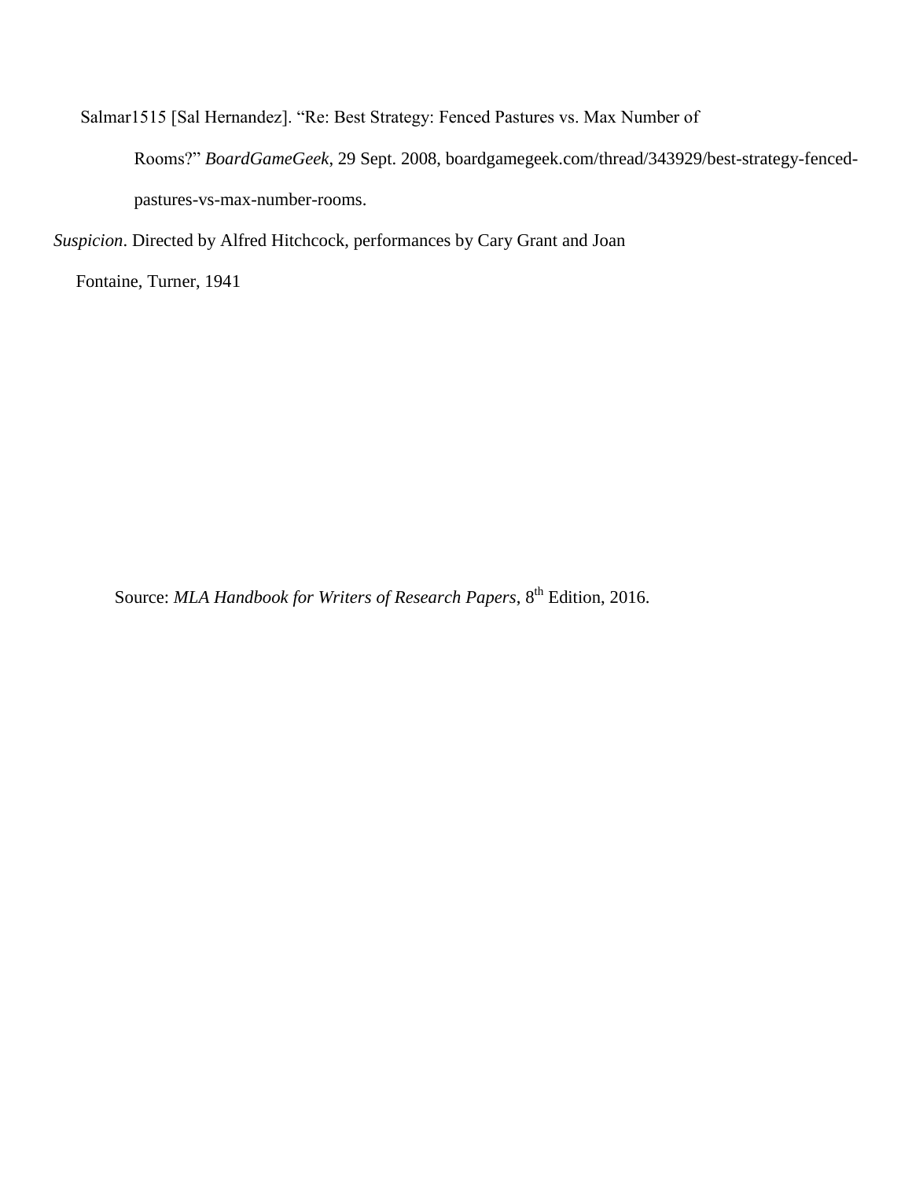Salmar1515 [Sal Hernandez]. "Re: Best Strategy: Fenced Pastures vs. Max Number of Rooms?" *BoardGameGeek*, 29 Sept. 2008, boardgamegeek.com/thread/343929/best-strategy-fenced-pastures-vs-max-number-rooms.

*Suspicion*. Directed by Alfred Hitchcock, performances by Cary Grant and Joan Fontaine, Turner, 1941

Source: *MLA Handbook for Writers of Research Papers*, 8th Edition, 2016.